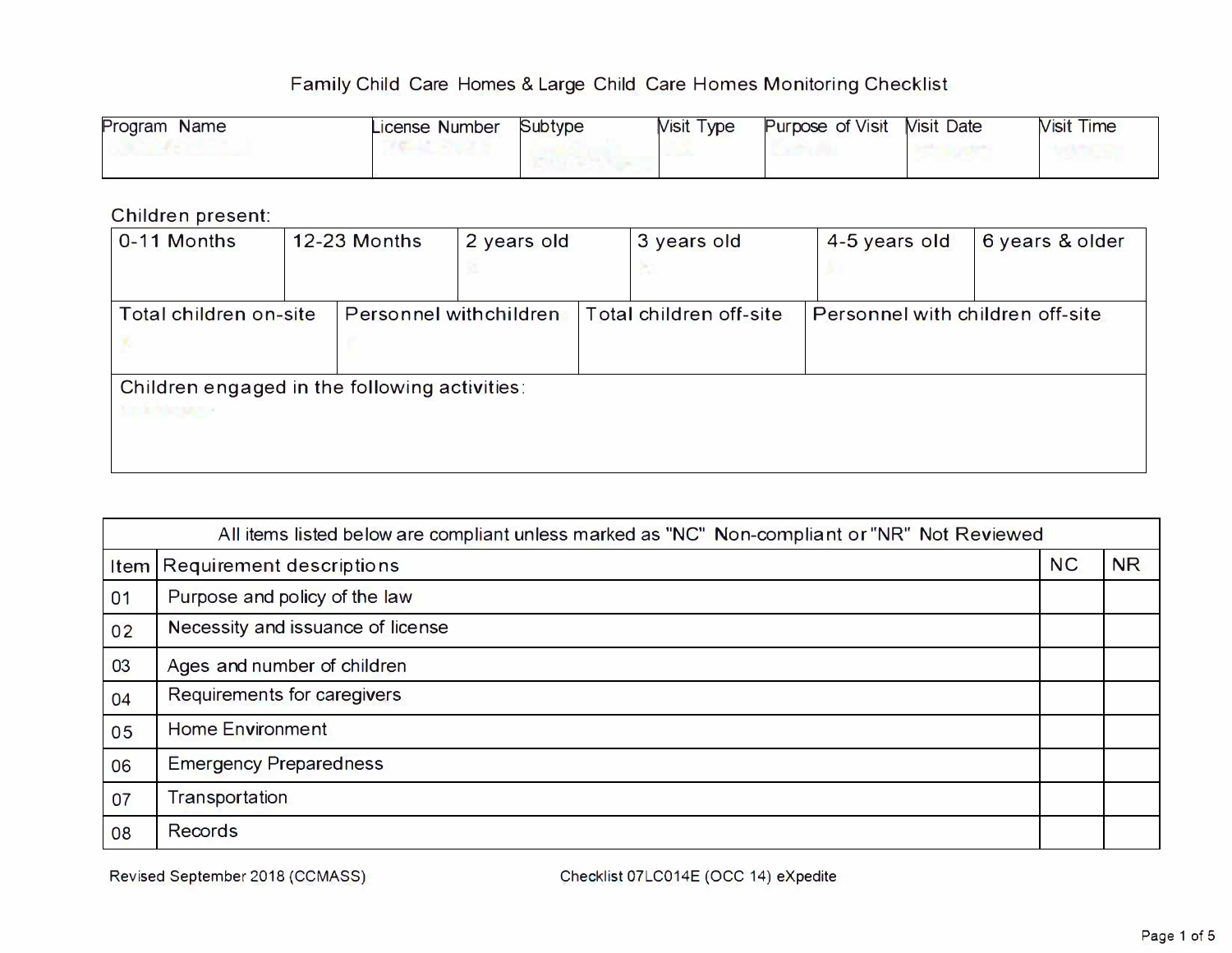# Family Child Care Homes & Large Child Care Homes Monitoring Checklist

| Program Name | License Number | Subtype | Visit Type | Purpose of Visit | Visit Date | Visit Time |
|---|---|---|---|---|---|---|
| | | | | | | |

Children present:

| 0-11 Months | 12-23 Months | 2 years old | 3 years old | 4-5 years old | 6 years & older |
|---|---|---|---|---|---|
| | | | | | |

| Total children on-site | Personnel with children | Total children off-site | Personnel with children off-site |
|---|---|---|---|
| | | | |

| Children engaged in the following activities: |
|---|
| |

| Item | Requirement descriptions | NC | NR |
|---|---|---|---|
| | All items listed below are compliant unless marked as "NC" Non-compliant or "NR" Not Reviewed | | |
| 01 | Purpose and policy of the law | | |
| 02 | Necessity and issuance of license | | |
| 03 | Ages and number of children | | |
| 04 | Requirements for caregivers | | |
| 05 | Home Environment | | |
| 06 | Emergency Preparedness | | |
| 07 | Transportation | | |
| 08 | Records | | |

Revised September 2018 (CCMASS) Checklist 07LC014E (OCC 14) eXpedite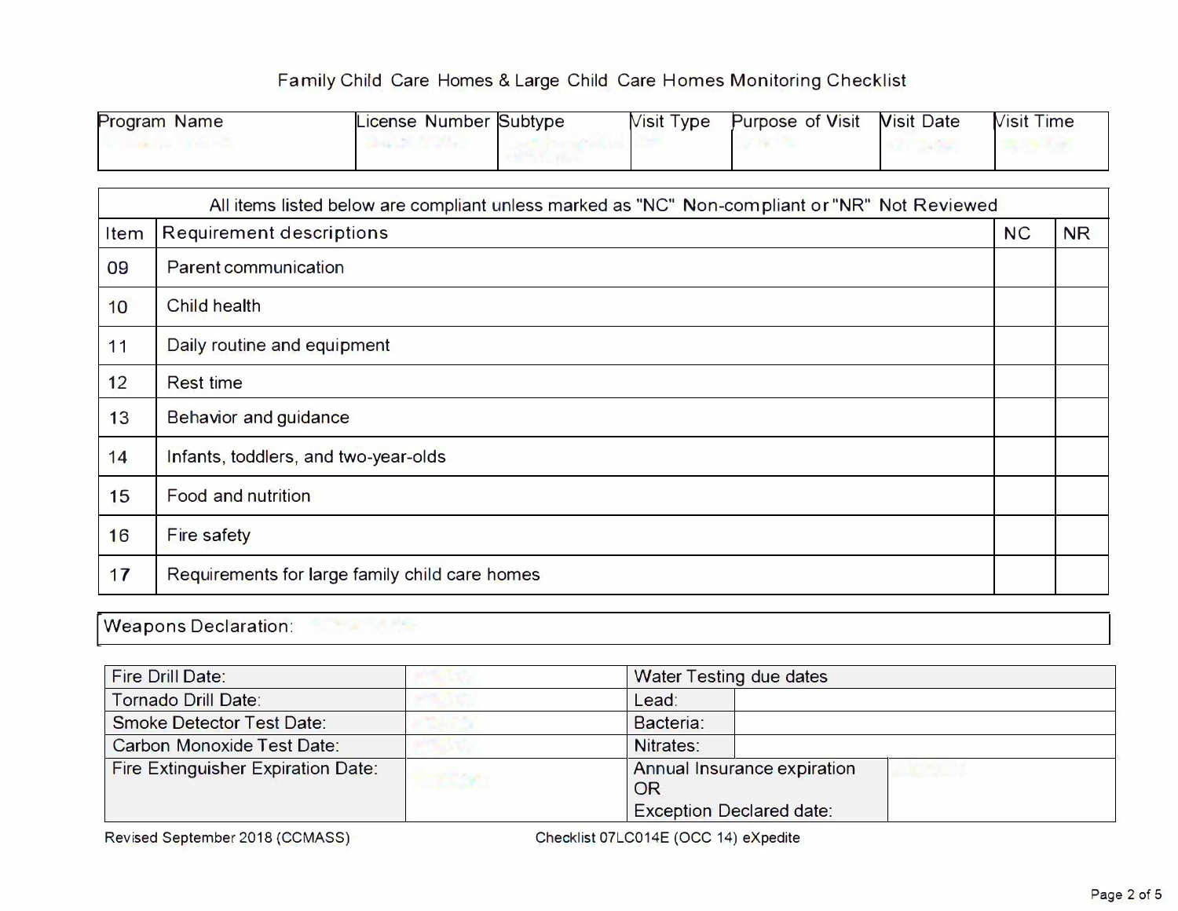# Family Child Care Homes & Large Child Care Homes Monitoring Checklist

| Program Name | License Number | Subtype | Visit Type | Purpose of Visit | Visit Date | Visit Time |
|---|---|---|---|---|---|---|
| | | | | | | |

| All items listed below are compliant unless marked as "NC" Non-compliant or "NR" Not Reviewed | | | |
|---|---|---|---|
| **Item** | **Requirement descriptions** | **NC** | **NR** |
| 09 | Parent communication | | |
| 10 | Child health | | |
| 11 | Daily routine and equipment | | |
| 12 | Rest time | | |
| 13 | Behavior and guidance | | |
| 14 | Infants, toddlers, and two-year-olds | | |
| 15 | Food and nutrition | | |
| 16 | Fire safety | | |
| 17 | Requirements for large family child care homes | | |

Weapons Declaration:

| Fire Drill Date: | | Water Testing due dates | |
|---|---|---|---|
| Tornado Drill Date: | | Lead: | |
| Smoke Detector Test Date: | | Bacteria: | |
| Carbon Monoxide Test Date: | | Nitrates: | |
| Fire Extinguisher Expiration Date: | | Annual Insurance expiration OR Exception Declared date: | |

Revised September 2018 (CCMASS) Checklist 07LC014E (OCC 14) eXpedite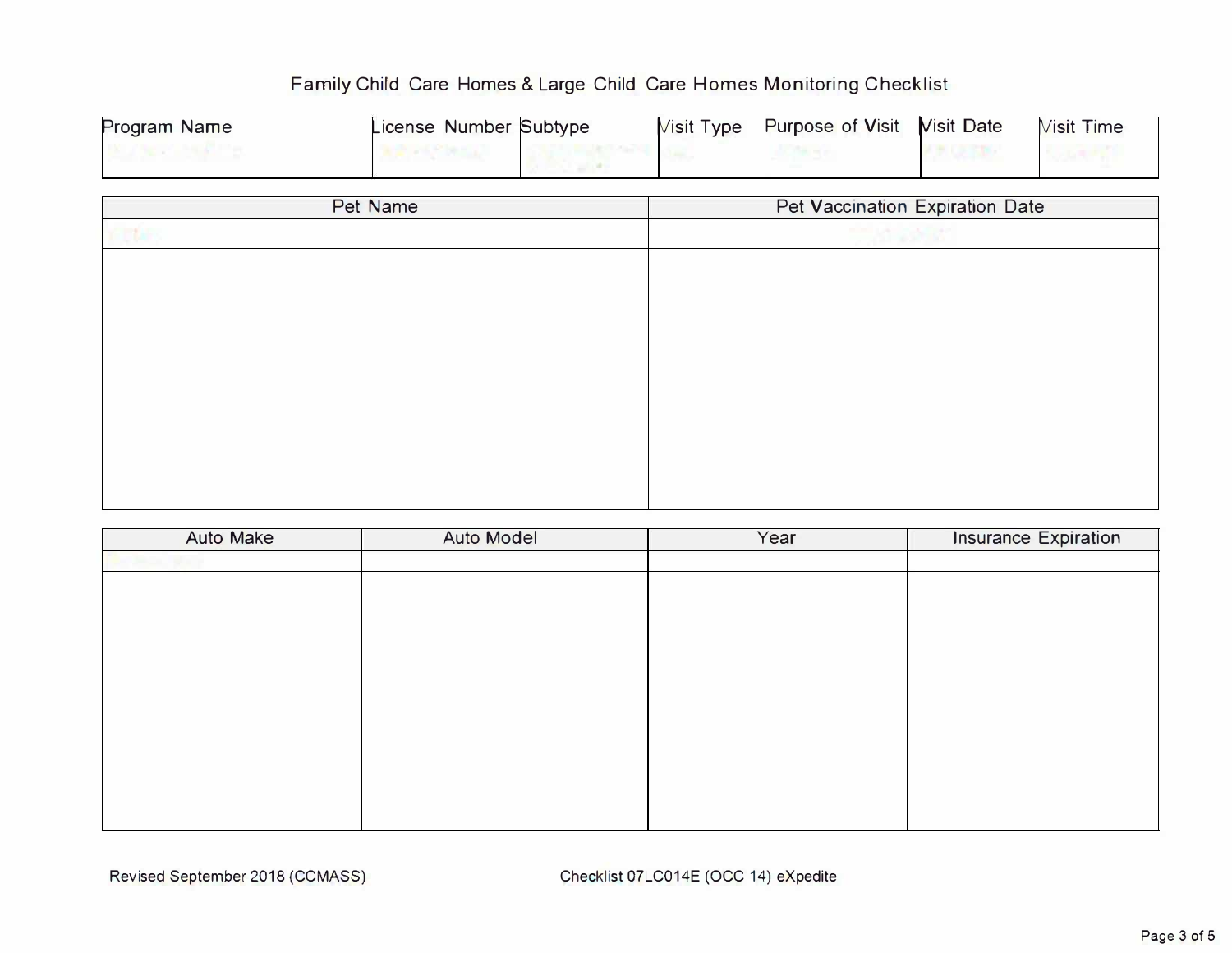# Family Child Care Homes & Large Child Care Homes Monitoring Checklist

| Program Name | License Number | Subtype | Visit Type | Purpose of Visit | Visit Date | Visit Time |
|---|---|---|---|---|---|---|
| | | | | | | |

| Pet Name | Pet Vaccination Expiration Date |
|---|---|
| | |

| Auto Make | Auto Model | Year | Insurance Expiration |
|---|---|---|---|
| | | | |

Revised September 2018 (CCMASS) Checklist 07LC014E (OCC 14) eXpedite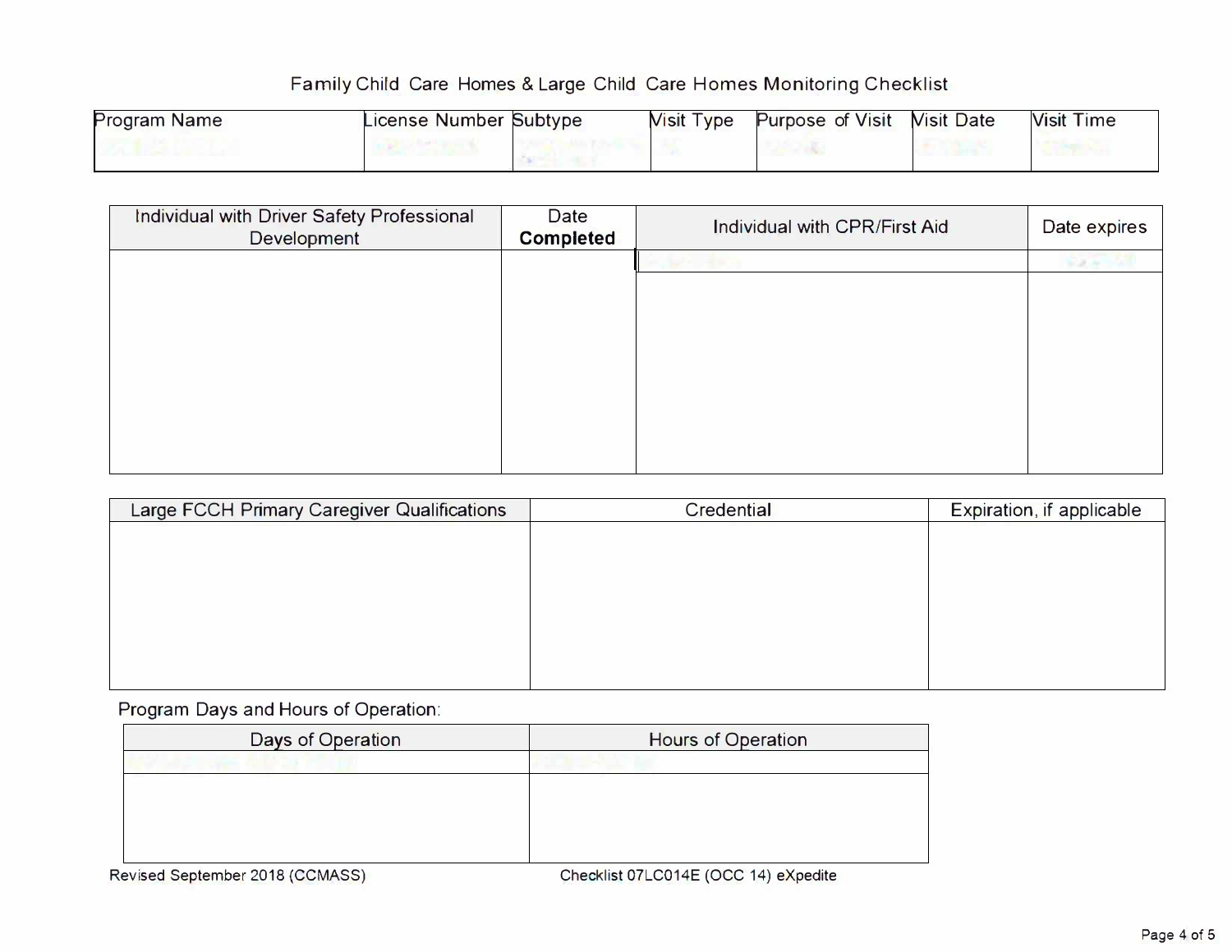# Family Child Care Homes & Large Child Care Homes Monitoring Checklist

| Program Name | License Number | Subtype | Visit Type | Purpose of Visit | Visit Date | Visit Time |
|---|---|---|---|---|---|---|
| | | | | | | |

| Individual with Driver Safety Professional Development | Date **Completed** | Individual with CPR/First Aid | Date expires |
|---|---|---|---|
| | | | |
| | | | |

| Large FCCH Primary Caregiver Qualifications | Credential | Expiration, if applicable |
|---|---|---|
| | | |

Program Days and Hours of Operation:

| Days of Operation | Hours of Operation |
|---|---|
| | |
| | |

Revised September 2018 (CCMASS) Checklist 07LC014E (OCC 14) eXpedite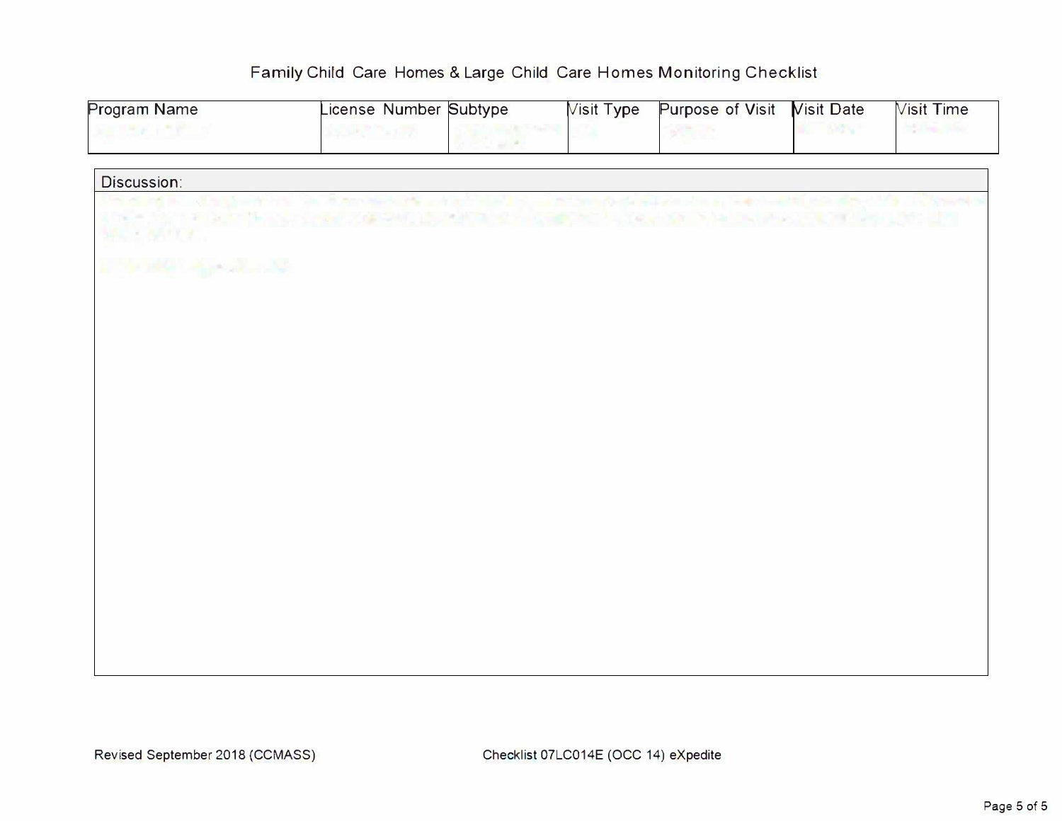# Family Child Care Homes & Large Child Care Homes Monitoring Checklist

| Program Name | License Number | Subtype | Visit Type | Purpose of Visit | Visit Date | Visit Time |
|---|---|---|---|---|---|---|
| | | | | | | |

| Discussion: |
|---|
| |

Revised September 2018 (CCMASS) Checklist 07LC014E (OCC 14) eXpedite